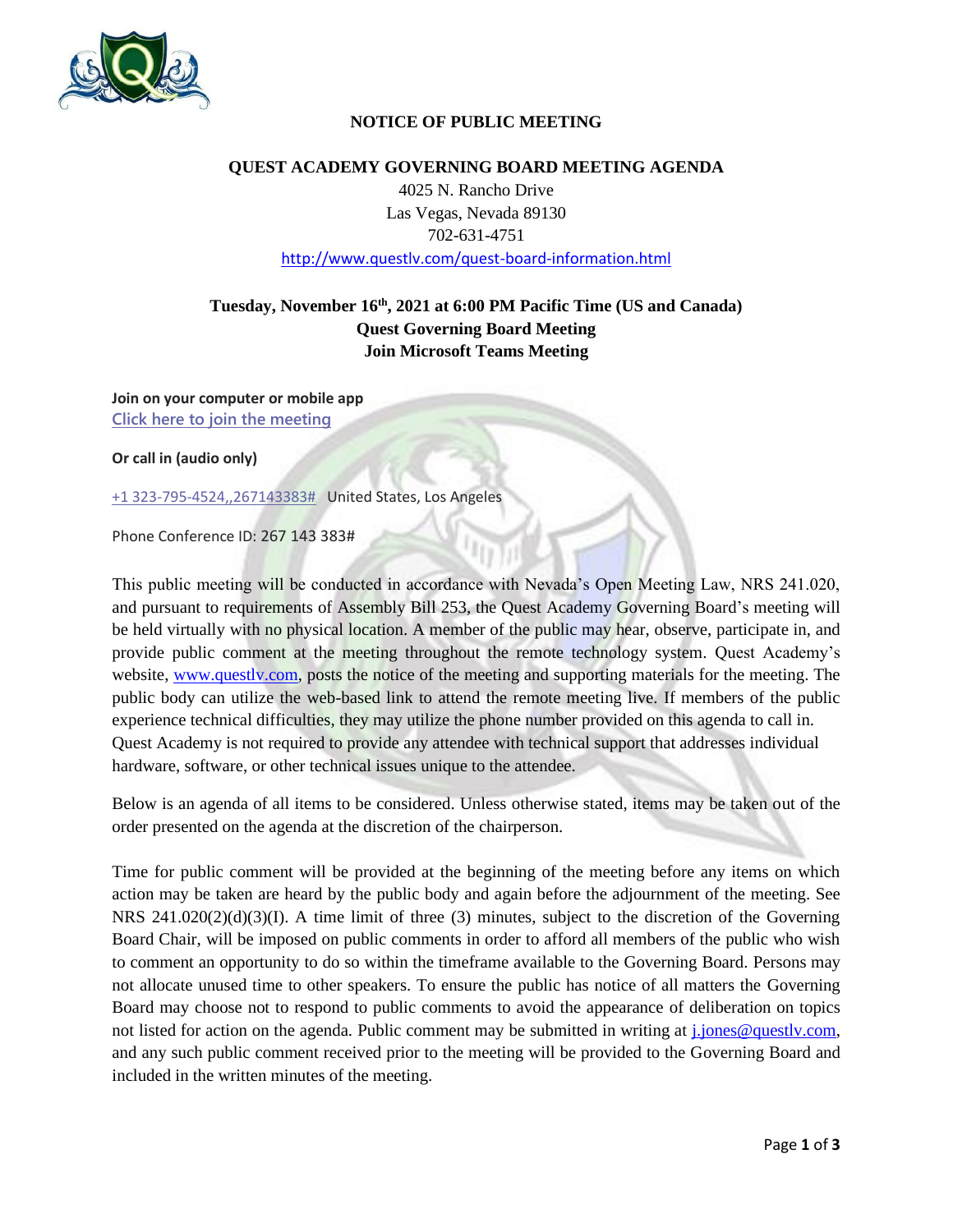# NOTICE OF PUBLIC MEETING

## QUEST ACADEMY GOVERNING BOARD MEETING AGENDA

4025 N. Rancho Drive
Las Vegas, Nevada 89130
702-631-4751
http://www.questlv.com/quest-board-information.html

**Tuesday, November 16th, 2021 at 6:00 PM Pacific Time (US and Canada)**
**Quest Governing Board Meeting**
**Join Microsoft Teams Meeting**

**Join on your computer or mobile app**
Click here to join the meeting

**Or call in (audio only)**

+1 323-795-4524,,267143383# United States, Los Angeles

Phone Conference ID: 267 143 383#

This public meeting will be conducted in accordance with Nevada's Open Meeting Law, NRS 241.020, and pursuant to requirements of Assembly Bill 253, the Quest Academy Governing Board's meeting will be held virtually with no physical location. A member of the public may hear, observe, participate in, and provide public comment at the meeting throughout the remote technology system. Quest Academy's website, www.questlv.com, posts the notice of the meeting and supporting materials for the meeting. The public body can utilize the web-based link to attend the remote meeting live. If members of the public experience technical difficulties, they may utilize the phone number provided on this agenda to call in. Quest Academy is not required to provide any attendee with technical support that addresses individual hardware, software, or other technical issues unique to the attendee.

Below is an agenda of all items to be considered. Unless otherwise stated, items may be taken out of the order presented on the agenda at the discretion of the chairperson.

Time for public comment will be provided at the beginning of the meeting before any items on which action may be taken are heard by the public body and again before the adjournment of the meeting. See NRS 241.020(2)(d)(3)(I). A time limit of three (3) minutes, subject to the discretion of the Governing Board Chair, will be imposed on public comments in order to afford all members of the public who wish to comment an opportunity to do so within the timeframe available to the Governing Board. Persons may not allocate unused time to other speakers. To ensure the public has notice of all matters the Governing Board may choose not to respond to public comments to avoid the appearance of deliberation on topics not listed for action on the agenda. Public comment may be submitted in writing at j.jones@questlv.com, and any such public comment received prior to the meeting will be provided to the Governing Board and included in the written minutes of the meeting.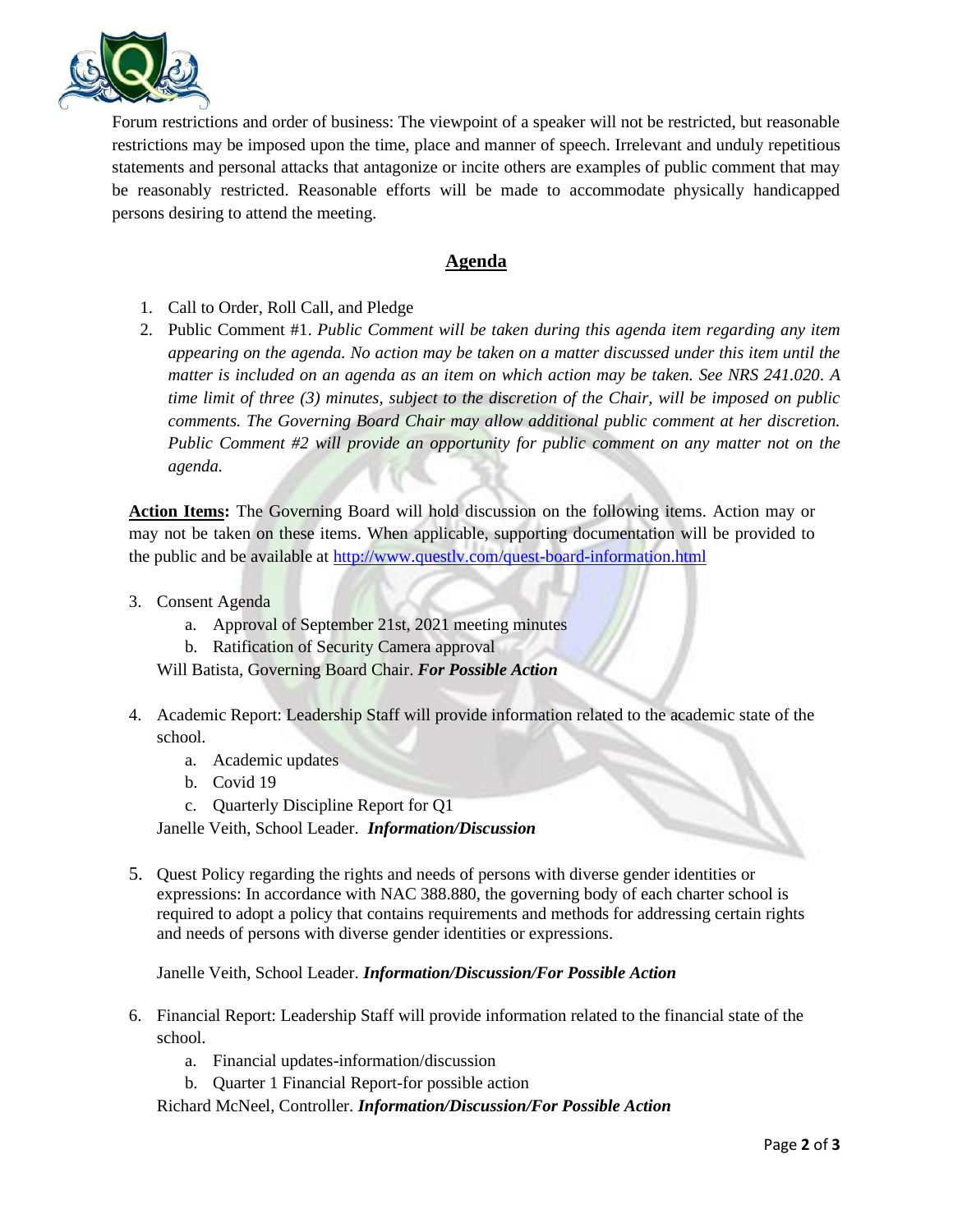Forum restrictions and order of business: The viewpoint of a speaker will not be restricted, but reasonable restrictions may be imposed upon the time, place and manner of speech. Irrelevant and unduly repetitious statements and personal attacks that antagonize or incite others are examples of public comment that may be reasonably restricted. Reasonable efforts will be made to accommodate physically handicapped persons desiring to attend the meeting.

## Agenda

1. Call to Order, Roll Call, and Pledge
2. Public Comment #1. *Public Comment will be taken during this agenda item regarding any item appearing on the agenda. No action may be taken on a matter discussed under this item until the matter is included on an agenda as an item on which action may be taken. See NRS 241.020. A time limit of three (3) minutes, subject to the discretion of the Chair, will be imposed on public comments. The Governing Board Chair may allow additional public comment at her discretion. Public Comment #2 will provide an opportunity for public comment on any matter not on the agenda.*

**Action Items:** The Governing Board will hold discussion on the following items. Action may or may not be taken on these items. When applicable, supporting documentation will be provided to the public and be available at http://www.questlv.com/quest-board-information.html

3. Consent Agenda
    a. Approval of September 21st, 2021 meeting minutes
    b. Ratification of Security Camera approval

    Will Batista, Governing Board Chair. ***For Possible Action***

4. Academic Report: Leadership Staff will provide information related to the academic state of the school.
    a. Academic updates
    b. Covid 19
    c. Quarterly Discipline Report for Q1

    Janelle Veith, School Leader. ***Information/Discussion***

5. Quest Policy regarding the rights and needs of persons with diverse gender identities or expressions: In accordance with NAC 388.880, the governing body of each charter school is required to adopt a policy that contains requirements and methods for addressing certain rights and needs of persons with diverse gender identities or expressions.

    Janelle Veith, School Leader. ***Information/Discussion/For Possible Action***

6. Financial Report: Leadership Staff will provide information related to the financial state of the school.
    a. Financial updates-information/discussion
    b. Quarter 1 Financial Report-for possible action

    Richard McNeel, Controller. ***Information/Discussion/For Possible Action***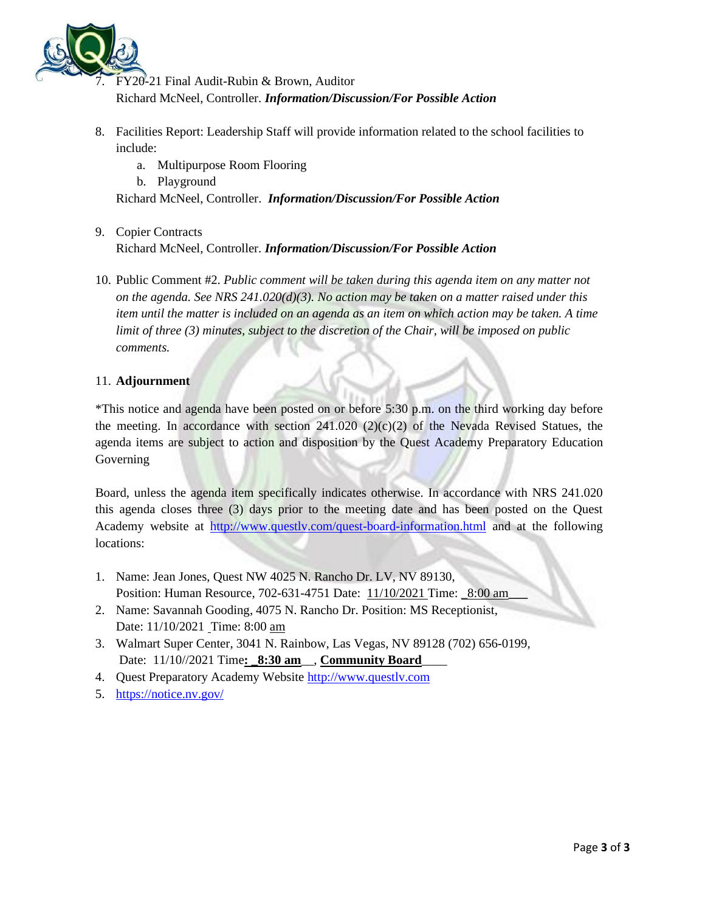7. FY20-21 Final Audit-Rubin & Brown, Auditor
   Richard McNeel, Controller. ***Information/Discussion/For Possible Action***

8. Facilities Report: Leadership Staff will provide information related to the school facilities to include:
   a. Multipurpose Room Flooring
   b. Playground

   Richard McNeel, Controller. ***Information/Discussion/For Possible Action***

9. Copier Contracts
   Richard McNeel, Controller. ***Information/Discussion/For Possible Action***

10. Public Comment #2. *Public comment will be taken during this agenda item on any matter not on the agenda. See NRS 241.020(d)(3). No action may be taken on a matter raised under this item until the matter is included on an agenda as an item on which action may be taken. A time limit of three (3) minutes, subject to the discretion of the Chair, will be imposed on public comments.*

11. **Adjournment**

*This notice and agenda have been posted on or before 5:30 p.m. on the third working day before the meeting. In accordance with section 241.020 (2)(c)(2) of the Nevada Revised Statues, the agenda items are subject to action and disposition by the Quest Academy Preparatory Education Governing

Board, unless the agenda item specifically indicates otherwise. In accordance with NRS 241.020 this agenda closes three (3) days prior to the meeting date and has been posted on the Quest Academy website at http://www.questlv.com/quest-board-information.html and at the following locations:

1. Name: Jean Jones, Quest NW 4025 N. Rancho Dr. LV, NV 89130,
   Position: Human Resource, 702-631-4751 Date: 11/10/2021 Time: _8:00 am___
2. Name: Savannah Gooding, 4075 N. Rancho Dr. Position: MS Receptionist,
   Date: 11/10/2021 Time: 8:00 am
3. Walmart Super Center, 3041 N. Rainbow, Las Vegas, NV 89128 (702) 656-0199,
   Date: 11/10//2021 Time**: _8:30 am**__, **Community Board**____
4. Quest Preparatory Academy Website http://www.questlv.com
5. https://notice.nv.gov/